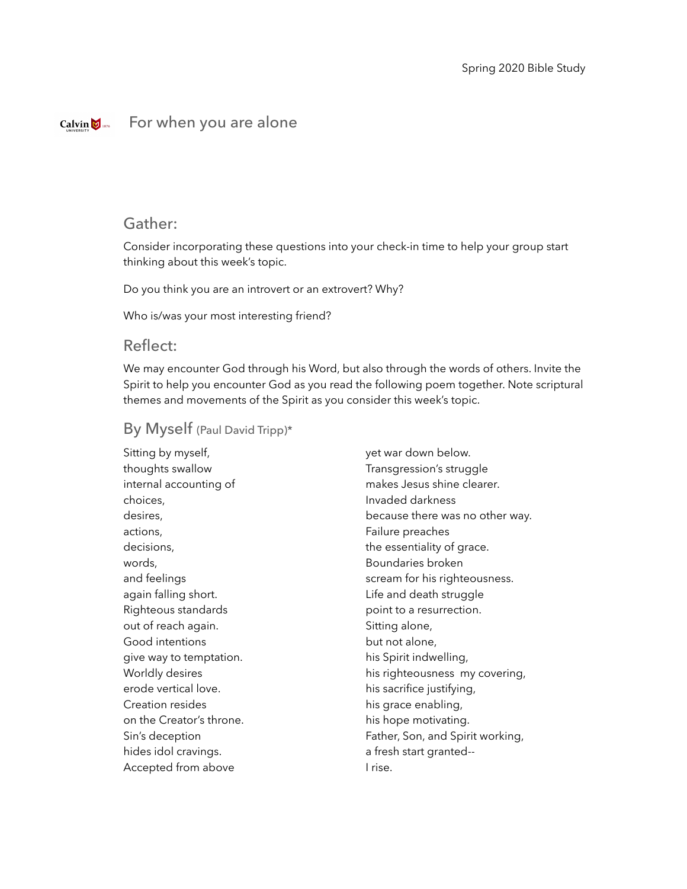Spring 2020 Bible Study

# For when you are alone

## Gather:

Consider incorporating these questions into your check-in time to help your group start thinking about this week's topic.

Do you think you are an introvert or an extrovert? Why?

Who is/was your most interesting friend?

## Reflect:

We may encounter God through his Word, but also through the words of others. Invite the Spirit to help you encounter God as you read the following poem together. Note scriptural themes and movements of the Spirit as you consider this week's topic.

### By Myself (Paul David Tripp)*

Sitting by myself,
thoughts swallow
internal accounting of
choices,
desires,
actions,
decisions,
words,
and feelings
again falling short.
Righteous standards
out of reach again.
Good intentions
give way to temptation.
Worldly desires
erode vertical love.
Creation resides
on the Creator's throne.
Sin's deception
hides idol cravings.
Accepted from above
yet war down below.
Transgression's struggle
makes Jesus shine clearer.
Invaded darkness
because there was no other way.
Failure preaches
the essentiality of grace.
Boundaries broken
scream for his righteousness.
Life and death struggle
point to a resurrection.
Sitting alone,
but not alone,
his Spirit indwelling,
his righteousness my covering,
his sacrifice justifying,
his grace enabling,
his hope motivating.
Father, Son, and Spirit working,
a fresh start granted--
I rise.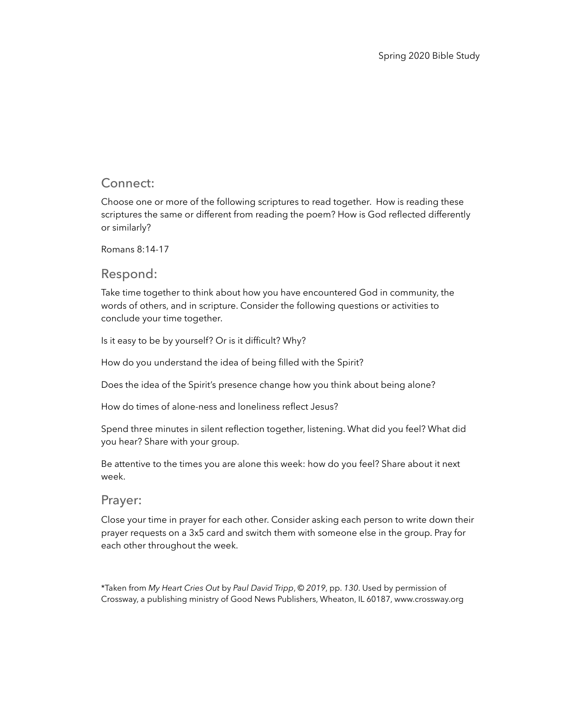## Connect:

Choose one or more of the following scriptures to read together. How is reading these scriptures the same or different from reading the poem? How is God reflected differently or similarly?

Romans 8:14-17

## Respond:

Take time together to think about how you have encountered God in community, the words of others, and in scripture. Consider the following questions or activities to conclude your time together.

Is it easy to be by yourself? Or is it difficult? Why?

How do you understand the idea of being filled with the Spirit?

Does the idea of the Spirit's presence change how you think about being alone?

How do times of alone-ness and loneliness reflect Jesus?

Spend three minutes in silent reflection together, listening. What did you feel? What did you hear? Share with your group.

Be attentive to the times you are alone this week: how do you feel? Share about it next week.

## Prayer:

Close your time in prayer for each other. Consider asking each person to write down their prayer requests on a 3x5 card and switch them with someone else in the group. Pray for each other throughout the week.

*Taken from *My Heart Cries Out* by *Paul David Tripp*, *© 2019*, pp. *130*. Used by permission of Crossway, a publishing ministry of Good News Publishers, Wheaton, IL 60187, www.crossway.org